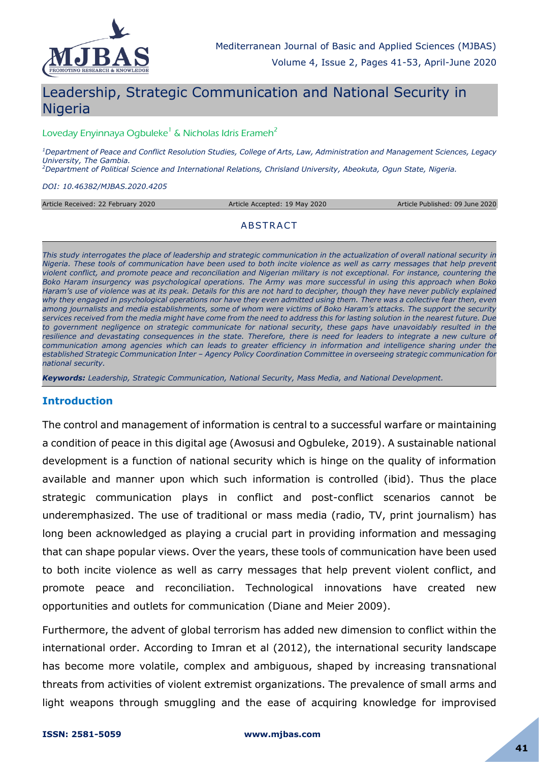# Leadership, Strategic Communication and National Security in Nigeria

Loveday Enyinnaya Ogbuleke[1] & Nicholas Idris Erameh[2]

*[1]Department of Peace and Conflict Resolution Studies, College of Arts, Law, Administration and Management Sciences, Legacy University, The Gambia.*
*[2]Department of Political Science and International Relations, Chrisland University, Abeokuta, Ogun State, Nigeria.*

*DOI: 10.46382/MJBAS.2020.4205*

Article Received: 22 February 2020 | Article Accepted: 19 May 2020 | Article Published: 09 June 2020

## ABSTRACT

*This study interrogates the place of leadership and strategic communication in the actualization of overall national security in Nigeria. These tools of communication have been used to both incite violence as well as carry messages that help prevent violent conflict, and promote peace and reconciliation and Nigerian military is not exceptional. For instance, countering the Boko Haram insurgency was psychological operations. The Army was more successful in using this approach when Boko Haram's use of violence was at its peak. Details for this are not hard to decipher, though they have never publicly explained why they engaged in psychological operations nor have they even admitted using them. There was a collective fear then, even among journalists and media establishments, some of whom were victims of Boko Haram's attacks. The support the security services received from the media might have come from the need to address this for lasting solution in the nearest future. Due to government negligence on strategic communicate for national security, these gaps have unavoidably resulted in the resilience and devastating consequences in the state. Therefore, there is need for leaders to integrate a new culture of communication among agencies which can leads to greater efficiency in information and intelligence sharing under the established Strategic Communication Inter – Agency Policy Coordination Committee in overseeing strategic communication for national security.*

***Keywords:** Leadership, Strategic Communication, National Security, Mass Media, and National Development.*

## Introduction

The control and management of information is central to a successful warfare or maintaining a condition of peace in this digital age (Awosusi and Ogbuleke, 2019). A sustainable national development is a function of national security which is hinge on the quality of information available and manner upon which such information is controlled (ibid). Thus the place strategic communication plays in conflict and post-conflict scenarios cannot be underemphasized. The use of traditional or mass media (radio, TV, print journalism) has long been acknowledged as playing a crucial part in providing information and messaging that can shape popular views. Over the years, these tools of communication have been used to both incite violence as well as carry messages that help prevent violent conflict, and promote peace and reconciliation. Technological innovations have created new opportunities and outlets for communication (Diane and Meier 2009).

Furthermore, the advent of global terrorism has added new dimension to conflict within the international order. According to Imran et al (2012), the international security landscape has become more volatile, complex and ambiguous, shaped by increasing transnational threats from activities of violent extremist organizations. The prevalence of small arms and light weapons through smuggling and the ease of acquiring knowledge for improvised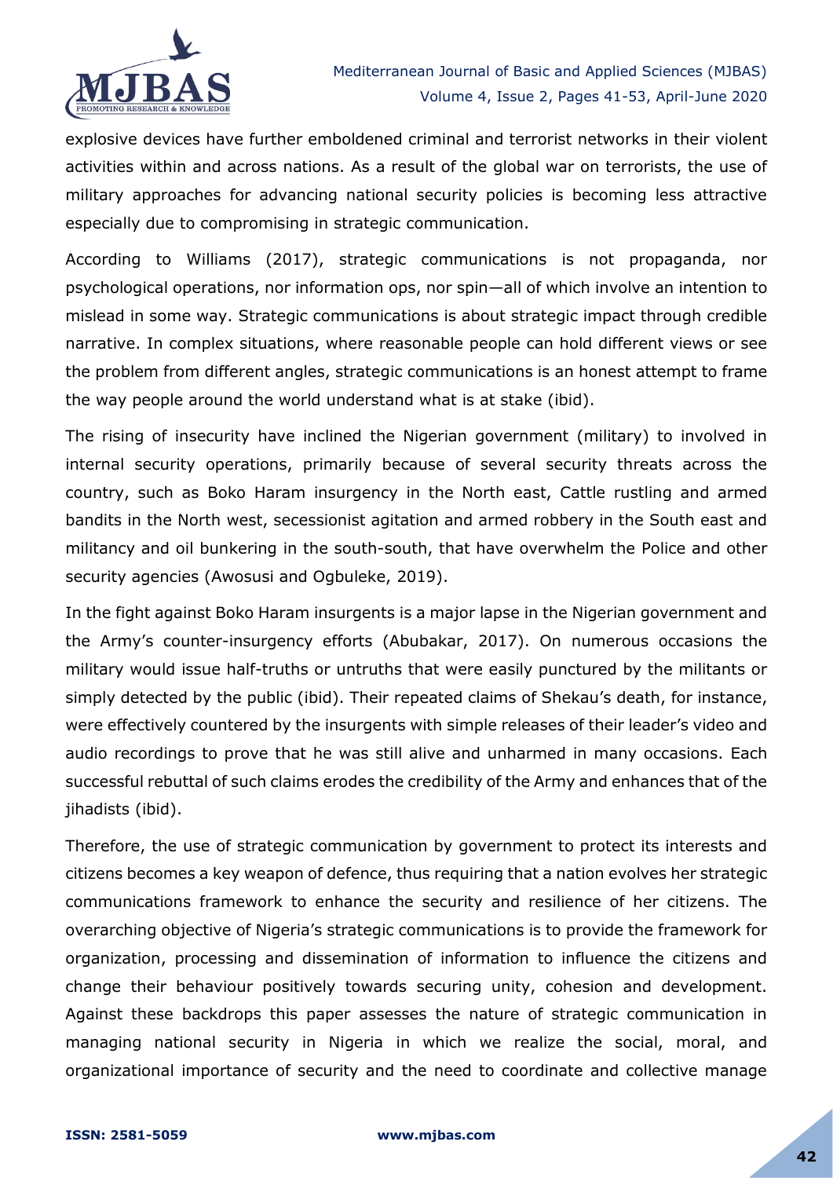explosive devices have further emboldened criminal and terrorist networks in their violent activities within and across nations. As a result of the global war on terrorists, the use of military approaches for advancing national security policies is becoming less attractive especially due to compromising in strategic communication.

According to Williams (2017), strategic communications is not propaganda, nor psychological operations, nor information ops, nor spin—all of which involve an intention to mislead in some way. Strategic communications is about strategic impact through credible narrative. In complex situations, where reasonable people can hold different views or see the problem from different angles, strategic communications is an honest attempt to frame the way people around the world understand what is at stake (ibid).

The rising of insecurity have inclined the Nigerian government (military) to involved in internal security operations, primarily because of several security threats across the country, such as Boko Haram insurgency in the North east, Cattle rustling and armed bandits in the North west, secessionist agitation and armed robbery in the South east and militancy and oil bunkering in the south-south, that have overwhelm the Police and other security agencies (Awosusi and Ogbuleke, 2019).

In the fight against Boko Haram insurgents is a major lapse in the Nigerian government and the Army's counter-insurgency efforts (Abubakar, 2017). On numerous occasions the military would issue half-truths or untruths that were easily punctured by the militants or simply detected by the public (ibid). Their repeated claims of Shekau's death, for instance, were effectively countered by the insurgents with simple releases of their leader's video and audio recordings to prove that he was still alive and unharmed in many occasions. Each successful rebuttal of such claims erodes the credibility of the Army and enhances that of the jihadists (ibid).

Therefore, the use of strategic communication by government to protect its interests and citizens becomes a key weapon of defence, thus requiring that a nation evolves her strategic communications framework to enhance the security and resilience of her citizens. The overarching objective of Nigeria's strategic communications is to provide the framework for organization, processing and dissemination of information to influence the citizens and change their behaviour positively towards securing unity, cohesion and development. Against these backdrops this paper assesses the nature of strategic communication in managing national security in Nigeria in which we realize the social, moral, and organizational importance of security and the need to coordinate and collective manage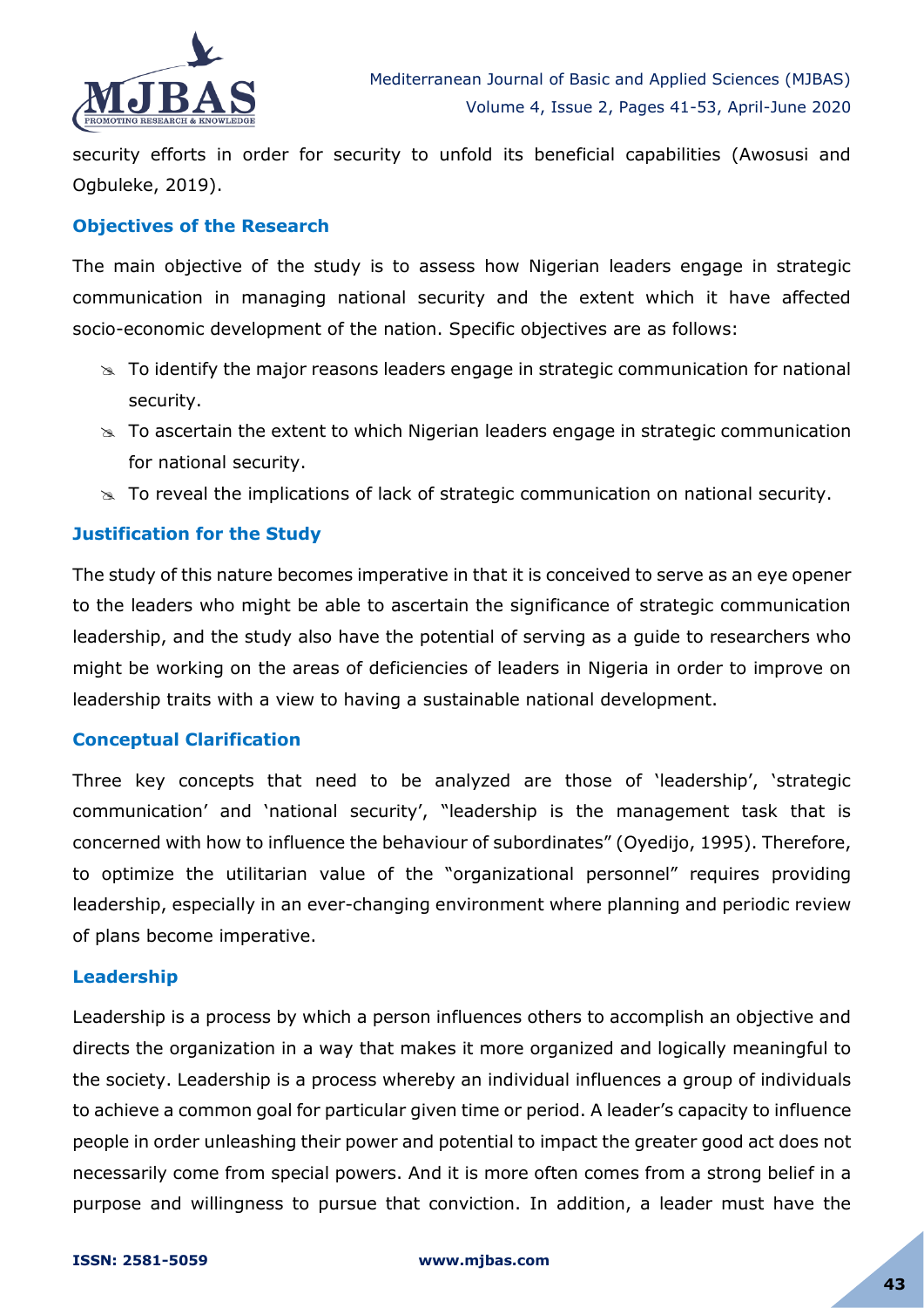security efforts in order for security to unfold its beneficial capabilities (Awosusi and Ogbuleke, 2019).

### Objectives of the Research

The main objective of the study is to assess how Nigerian leaders engage in strategic communication in managing national security and the extent which it have affected socio-economic development of the nation. Specific objectives are as follows:

- To identify the major reasons leaders engage in strategic communication for national security.
- To ascertain the extent to which Nigerian leaders engage in strategic communication for national security.
- To reveal the implications of lack of strategic communication on national security.

### Justification for the Study

The study of this nature becomes imperative in that it is conceived to serve as an eye opener to the leaders who might be able to ascertain the significance of strategic communication leadership, and the study also have the potential of serving as a guide to researchers who might be working on the areas of deficiencies of leaders in Nigeria in order to improve on leadership traits with a view to having a sustainable national development.

### Conceptual Clarification

Three key concepts that need to be analyzed are those of 'leadership', 'strategic communication' and 'national security', "leadership is the management task that is concerned with how to influence the behaviour of subordinates" (Oyedijo, 1995). Therefore, to optimize the utilitarian value of the "organizational personnel" requires providing leadership, especially in an ever-changing environment where planning and periodic review of plans become imperative.

### Leadership

Leadership is a process by which a person influences others to accomplish an objective and directs the organization in a way that makes it more organized and logically meaningful to the society. Leadership is a process whereby an individual influences a group of individuals to achieve a common goal for particular given time or period. A leader's capacity to influence people in order unleashing their power and potential to impact the greater good act does not necessarily come from special powers. And it is more often comes from a strong belief in a purpose and willingness to pursue that conviction. In addition, a leader must have the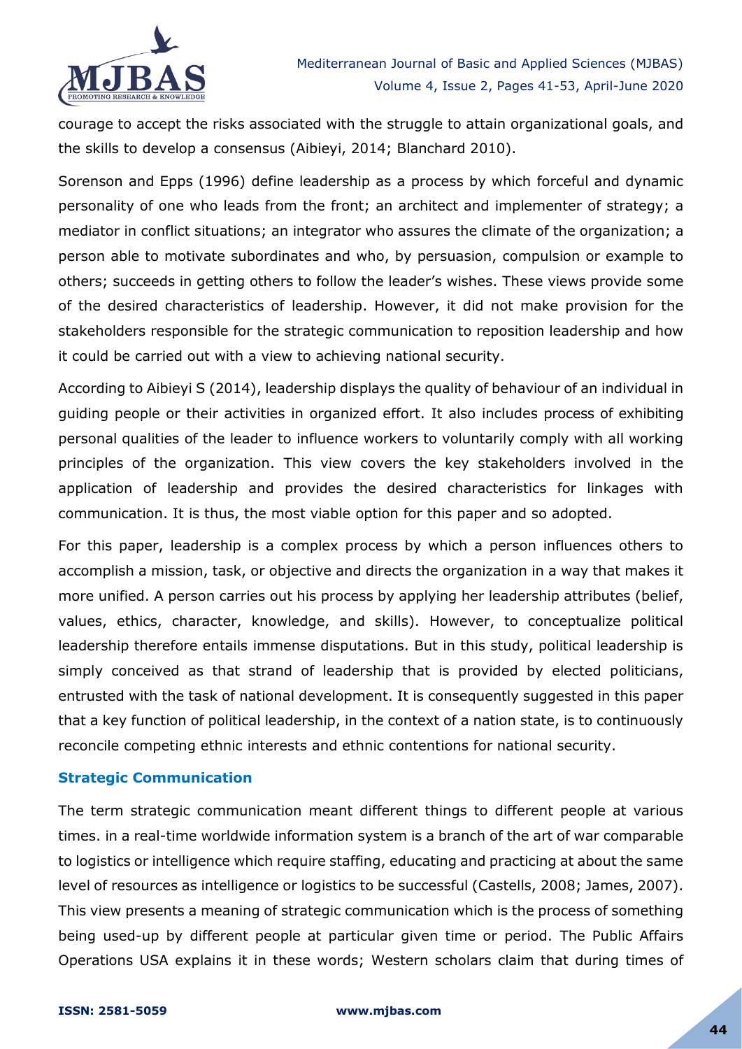courage to accept the risks associated with the struggle to attain organizational goals, and the skills to develop a consensus (Aibieyi, 2014; Blanchard 2010).

Sorenson and Epps (1996) define leadership as a process by which forceful and dynamic personality of one who leads from the front; an architect and implementer of strategy; a mediator in conflict situations; an integrator who assures the climate of the organization; a person able to motivate subordinates and who, by persuasion, compulsion or example to others; succeeds in getting others to follow the leader's wishes. These views provide some of the desired characteristics of leadership. However, it did not make provision for the stakeholders responsible for the strategic communication to reposition leadership and how it could be carried out with a view to achieving national security.

According to Aibieyi S (2014), leadership displays the quality of behaviour of an individual in guiding people or their activities in organized effort. It also includes process of exhibiting personal qualities of the leader to influence workers to voluntarily comply with all working principles of the organization. This view covers the key stakeholders involved in the application of leadership and provides the desired characteristics for linkages with communication. It is thus, the most viable option for this paper and so adopted.

For this paper, leadership is a complex process by which a person influences others to accomplish a mission, task, or objective and directs the organization in a way that makes it more unified. A person carries out his process by applying her leadership attributes (belief, values, ethics, character, knowledge, and skills). However, to conceptualize political leadership therefore entails immense disputations. But in this study, political leadership is simply conceived as that strand of leadership that is provided by elected politicians, entrusted with the task of national development. It is consequently suggested in this paper that a key function of political leadership, in the context of a nation state, is to continuously reconcile competing ethnic interests and ethnic contentions for national security.

### Strategic Communication

The term strategic communication meant different things to different people at various times. in a real-time worldwide information system is a branch of the art of war comparable to logistics or intelligence which require staffing, educating and practicing at about the same level of resources as intelligence or logistics to be successful (Castells, 2008; James, 2007). This view presents a meaning of strategic communication which is the process of something being used-up by different people at particular given time or period. The Public Affairs Operations USA explains it in these words; Western scholars claim that during times of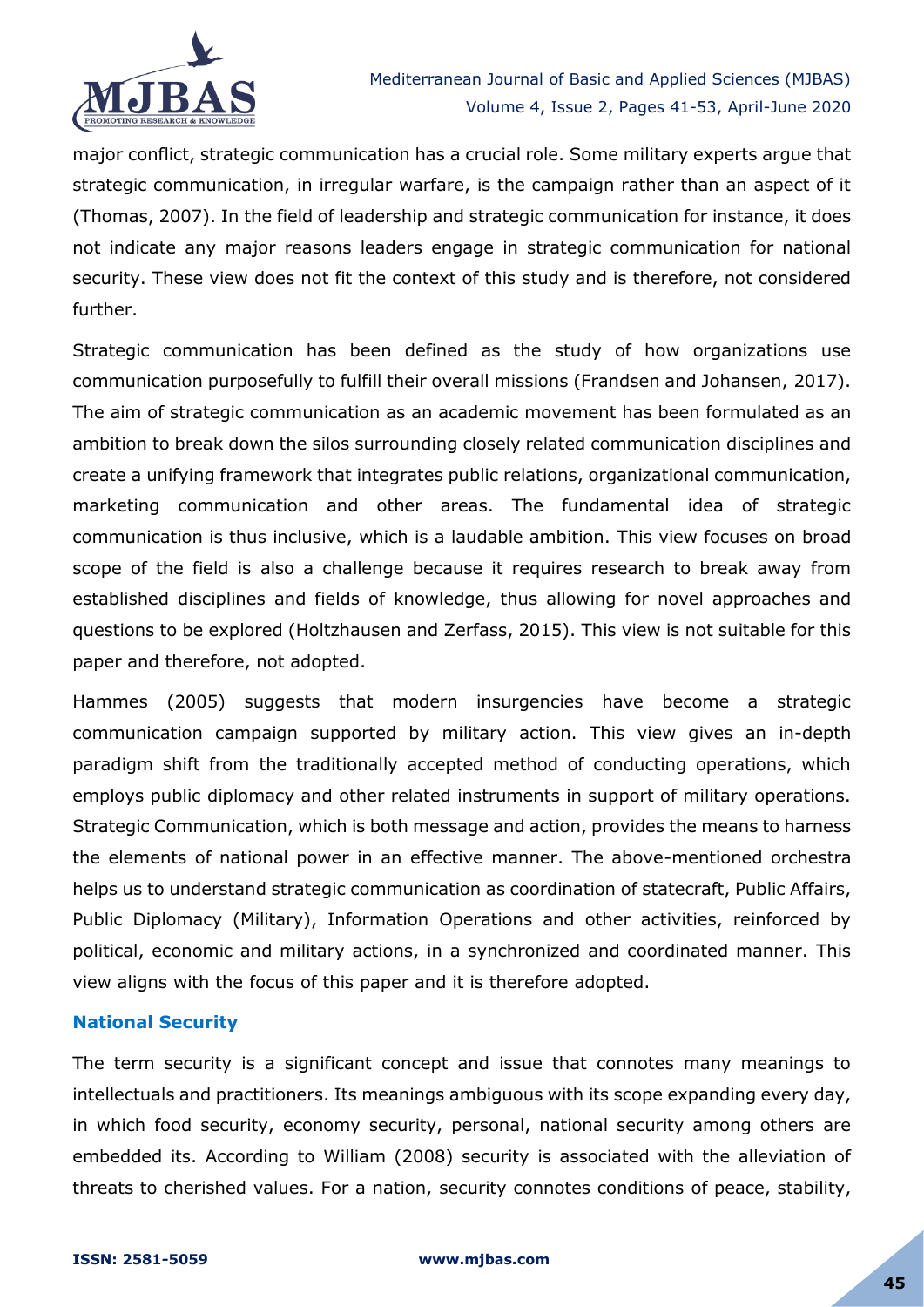major conflict, strategic communication has a crucial role. Some military experts argue that strategic communication, in irregular warfare, is the campaign rather than an aspect of it (Thomas, 2007). In the field of leadership and strategic communication for instance, it does not indicate any major reasons leaders engage in strategic communication for national security. These view does not fit the context of this study and is therefore, not considered further.

Strategic communication has been defined as the study of how organizations use communication purposefully to fulfill their overall missions (Frandsen and Johansen, 2017). The aim of strategic communication as an academic movement has been formulated as an ambition to break down the silos surrounding closely related communication disciplines and create a unifying framework that integrates public relations, organizational communication, marketing communication and other areas. The fundamental idea of strategic communication is thus inclusive, which is a laudable ambition. This view focuses on broad scope of the field is also a challenge because it requires research to break away from established disciplines and fields of knowledge, thus allowing for novel approaches and questions to be explored (Holtzhausen and Zerfass, 2015). This view is not suitable for this paper and therefore, not adopted.

Hammes (2005) suggests that modern insurgencies have become a strategic communication campaign supported by military action. This view gives an in-depth paradigm shift from the traditionally accepted method of conducting operations, which employs public diplomacy and other related instruments in support of military operations. Strategic Communication, which is both message and action, provides the means to harness the elements of national power in an effective manner. The above-mentioned orchestra helps us to understand strategic communication as coordination of statecraft, Public Affairs, Public Diplomacy (Military), Information Operations and other activities, reinforced by political, economic and military actions, in a synchronized and coordinated manner. This view aligns with the focus of this paper and it is therefore adopted.

### National Security

The term security is a significant concept and issue that connotes many meanings to intellectuals and practitioners. Its meanings ambiguous with its scope expanding every day, in which food security, economy security, personal, national security among others are embedded its. According to William (2008) security is associated with the alleviation of threats to cherished values. For a nation, security connotes conditions of peace, stability,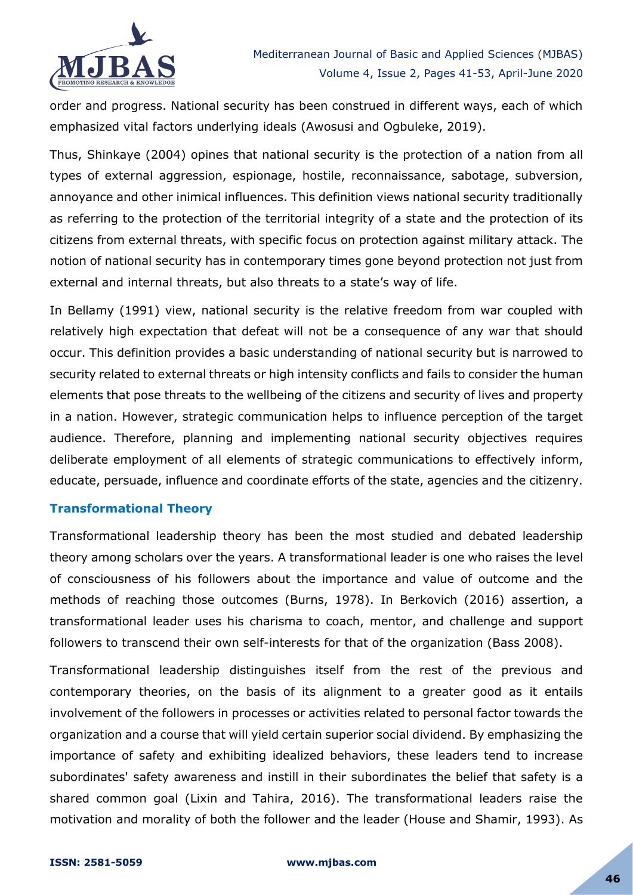order and progress. National security has been construed in different ways, each of which emphasized vital factors underlying ideals (Awosusi and Ogbuleke, 2019).

Thus, Shinkaye (2004) opines that national security is the protection of a nation from all types of external aggression, espionage, hostile, reconnaissance, sabotage, subversion, annoyance and other inimical influences. This definition views national security traditionally as referring to the protection of the territorial integrity of a state and the protection of its citizens from external threats, with specific focus on protection against military attack. The notion of national security has in contemporary times gone beyond protection not just from external and internal threats, but also threats to a state's way of life.

In Bellamy (1991) view, national security is the relative freedom from war coupled with relatively high expectation that defeat will not be a consequence of any war that should occur. This definition provides a basic understanding of national security but is narrowed to security related to external threats or high intensity conflicts and fails to consider the human elements that pose threats to the wellbeing of the citizens and security of lives and property in a nation. However, strategic communication helps to influence perception of the target audience. Therefore, planning and implementing national security objectives requires deliberate employment of all elements of strategic communications to effectively inform, educate, persuade, influence and coordinate efforts of the state, agencies and the citizenry.

### Transformational Theory

Transformational leadership theory has been the most studied and debated leadership theory among scholars over the years. A transformational leader is one who raises the level of consciousness of his followers about the importance and value of outcome and the methods of reaching those outcomes (Burns, 1978). In Berkovich (2016) assertion, a transformational leader uses his charisma to coach, mentor, and challenge and support followers to transcend their own self-interests for that of the organization (Bass 2008).

Transformational leadership distinguishes itself from the rest of the previous and contemporary theories, on the basis of its alignment to a greater good as it entails involvement of the followers in processes or activities related to personal factor towards the organization and a course that will yield certain superior social dividend. By emphasizing the importance of safety and exhibiting idealized behaviors, these leaders tend to increase subordinates' safety awareness and instill in their subordinates the belief that safety is a shared common goal (Lixin and Tahira, 2016). The transformational leaders raise the motivation and morality of both the follower and the leader (House and Shamir, 1993). As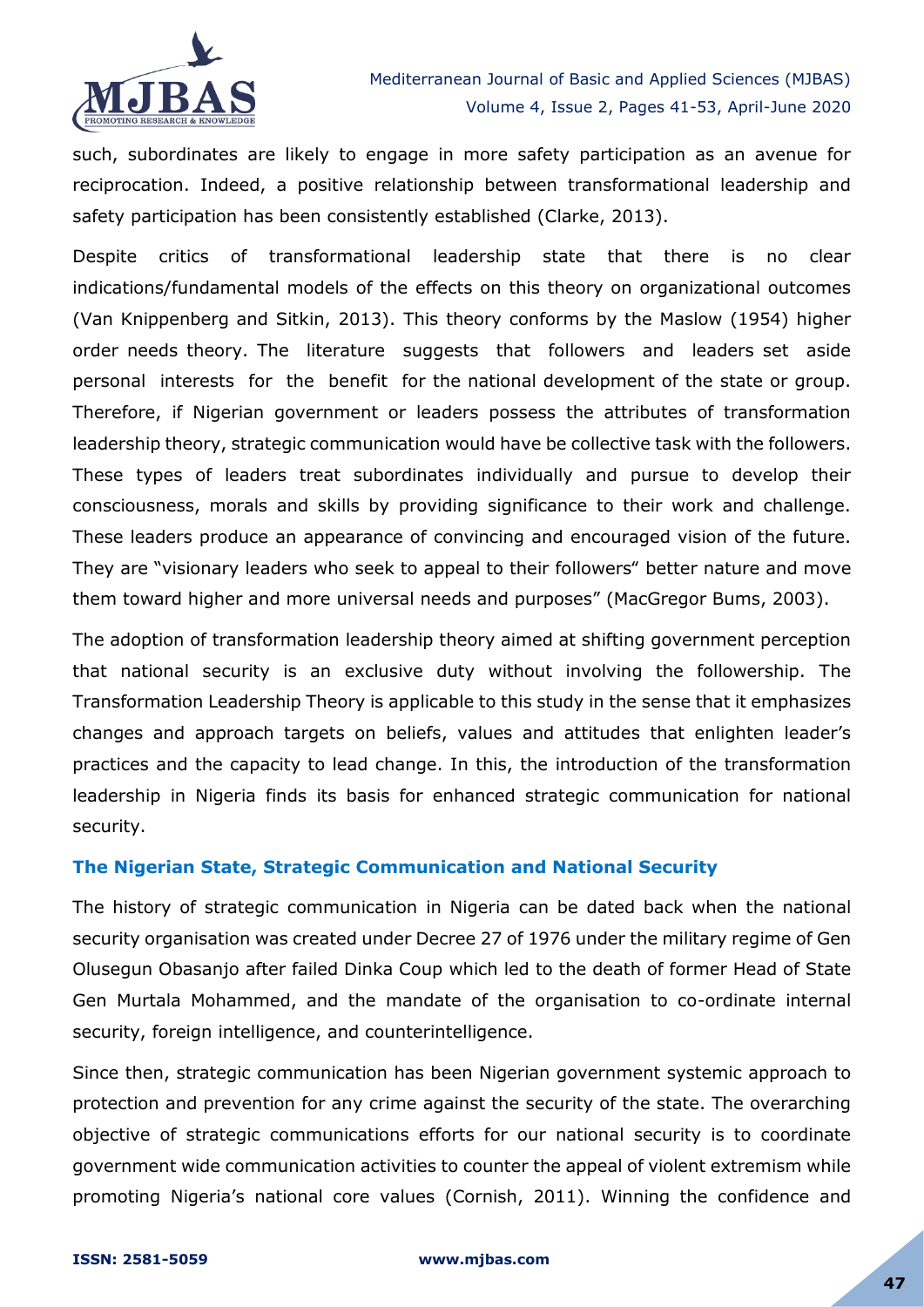such, subordinates are likely to engage in more safety participation as an avenue for reciprocation. Indeed, a positive relationship between transformational leadership and safety participation has been consistently established (Clarke, 2013).

Despite critics of transformational leadership state that there is no clear indications/fundamental models of the effects on this theory on organizational outcomes (Van Knippenberg and Sitkin, 2013). This theory conforms by the Maslow (1954) higher order needs theory. The literature suggests that followers and leaders set aside personal interests for the benefit for the national development of the state or group. Therefore, if Nigerian government or leaders possess the attributes of transformation leadership theory, strategic communication would have be collective task with the followers. These types of leaders treat subordinates individually and pursue to develop their consciousness, morals and skills by providing significance to their work and challenge. These leaders produce an appearance of convincing and encouraged vision of the future. They are "visionary leaders who seek to appeal to their followers" better nature and move them toward higher and more universal needs and purposes" (MacGregor Bums, 2003).

The adoption of transformation leadership theory aimed at shifting government perception that national security is an exclusive duty without involving the followership. The Transformation Leadership Theory is applicable to this study in the sense that it emphasizes changes and approach targets on beliefs, values and attitudes that enlighten leader's practices and the capacity to lead change. In this, the introduction of the transformation leadership in Nigeria finds its basis for enhanced strategic communication for national security.

### The Nigerian State, Strategic Communication and National Security

The history of strategic communication in Nigeria can be dated back when the national security organisation was created under Decree 27 of 1976 under the military regime of Gen Olusegun Obasanjo after failed Dinka Coup which led to the death of former Head of State Gen Murtala Mohammed, and the mandate of the organisation to co-ordinate internal security, foreign intelligence, and counterintelligence.

Since then, strategic communication has been Nigerian government systemic approach to protection and prevention for any crime against the security of the state. The overarching objective of strategic communications efforts for our national security is to coordinate government wide communication activities to counter the appeal of violent extremism while promoting Nigeria's national core values (Cornish, 2011). Winning the confidence and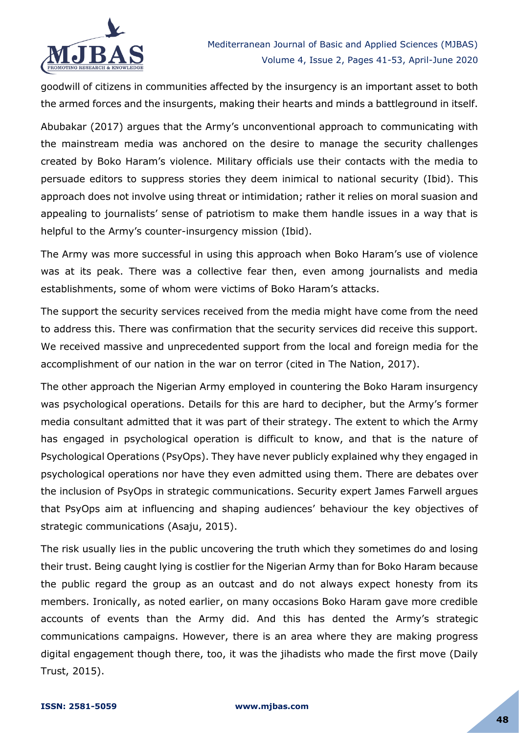goodwill of citizens in communities affected by the insurgency is an important asset to both the armed forces and the insurgents, making their hearts and minds a battleground in itself.

Abubakar (2017) argues that the Army's unconventional approach to communicating with the mainstream media was anchored on the desire to manage the security challenges created by Boko Haram's violence. Military officials use their contacts with the media to persuade editors to suppress stories they deem inimical to national security (Ibid). This approach does not involve using threat or intimidation; rather it relies on moral suasion and appealing to journalists' sense of patriotism to make them handle issues in a way that is helpful to the Army's counter-insurgency mission (Ibid).

The Army was more successful in using this approach when Boko Haram's use of violence was at its peak. There was a collective fear then, even among journalists and media establishments, some of whom were victims of Boko Haram's attacks.

The support the security services received from the media might have come from the need to address this. There was confirmation that the security services did receive this support. We received massive and unprecedented support from the local and foreign media for the accomplishment of our nation in the war on terror (cited in The Nation, 2017).

The other approach the Nigerian Army employed in countering the Boko Haram insurgency was psychological operations. Details for this are hard to decipher, but the Army's former media consultant admitted that it was part of their strategy. The extent to which the Army has engaged in psychological operation is difficult to know, and that is the nature of Psychological Operations (PsyOps). They have never publicly explained why they engaged in psychological operations nor have they even admitted using them. There are debates over the inclusion of PsyOps in strategic communications. Security expert James Farwell argues that PsyOps aim at influencing and shaping audiences' behaviour the key objectives of strategic communications (Asaju, 2015).

The risk usually lies in the public uncovering the truth which they sometimes do and losing their trust. Being caught lying is costlier for the Nigerian Army than for Boko Haram because the public regard the group as an outcast and do not always expect honesty from its members. Ironically, as noted earlier, on many occasions Boko Haram gave more credible accounts of events than the Army did. And this has dented the Army's strategic communications campaigns. However, there is an area where they are making progress digital engagement though there, too, it was the jihadists who made the first move (Daily Trust, 2015).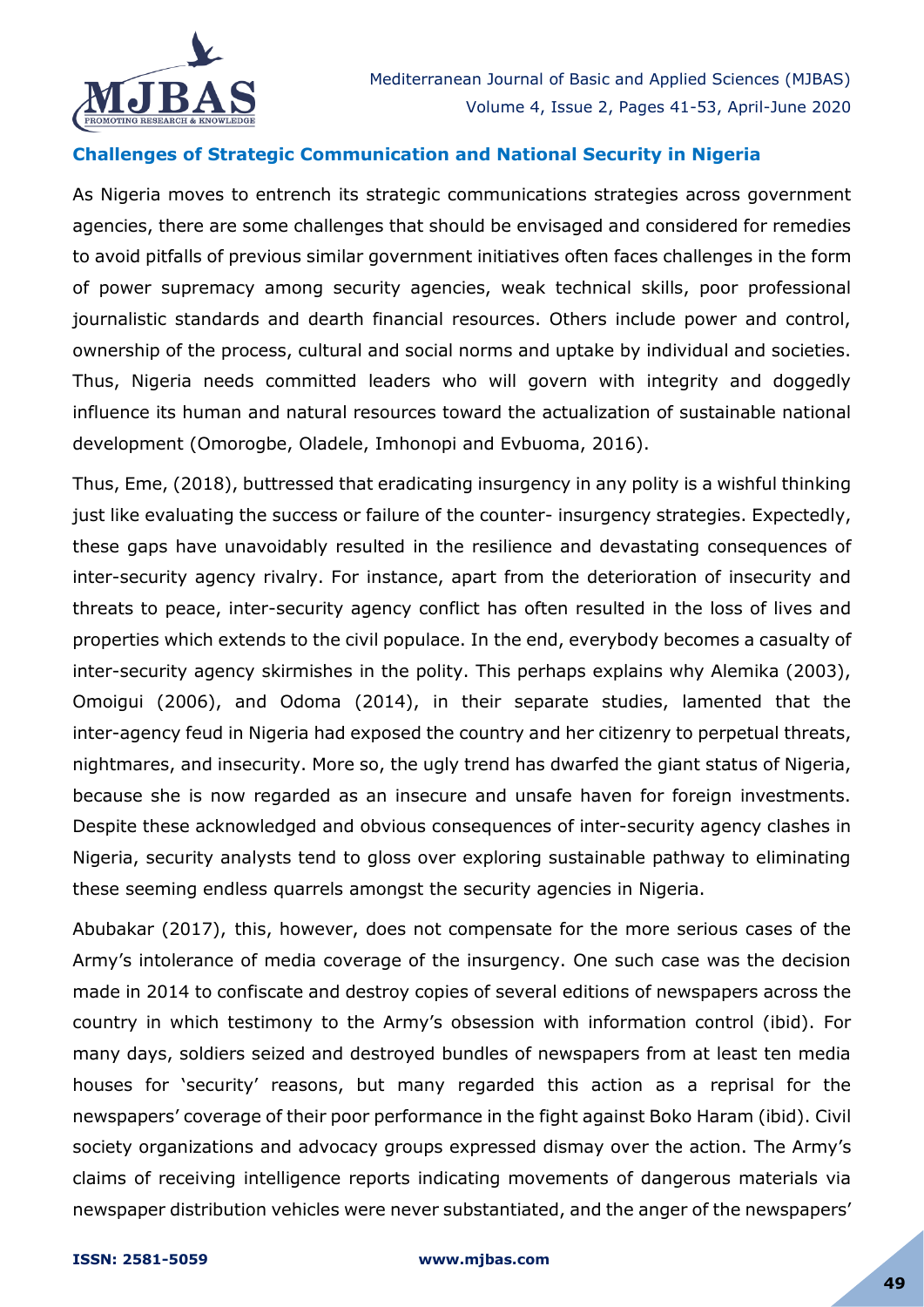## Challenges of Strategic Communication and National Security in Nigeria

As Nigeria moves to entrench its strategic communications strategies across government agencies, there are some challenges that should be envisaged and considered for remedies to avoid pitfalls of previous similar government initiatives often faces challenges in the form of power supremacy among security agencies, weak technical skills, poor professional journalistic standards and dearth financial resources. Others include power and control, ownership of the process, cultural and social norms and uptake by individual and societies. Thus, Nigeria needs committed leaders who will govern with integrity and doggedly influence its human and natural resources toward the actualization of sustainable national development (Omorogbe, Oladele, Imhonopi and Evbuoma, 2016).

Thus, Eme, (2018), buttressed that eradicating insurgency in any polity is a wishful thinking just like evaluating the success or failure of the counter- insurgency strategies. Expectedly, these gaps have unavoidably resulted in the resilience and devastating consequences of inter-security agency rivalry. For instance, apart from the deterioration of insecurity and threats to peace, inter-security agency conflict has often resulted in the loss of lives and properties which extends to the civil populace. In the end, everybody becomes a casualty of inter-security agency skirmishes in the polity. This perhaps explains why Alemika (2003), Omoigui (2006), and Odoma (2014), in their separate studies, lamented that the inter-agency feud in Nigeria had exposed the country and her citizenry to perpetual threats, nightmares, and insecurity. More so, the ugly trend has dwarfed the giant status of Nigeria, because she is now regarded as an insecure and unsafe haven for foreign investments. Despite these acknowledged and obvious consequences of inter-security agency clashes in Nigeria, security analysts tend to gloss over exploring sustainable pathway to eliminating these seeming endless quarrels amongst the security agencies in Nigeria.

Abubakar (2017), this, however, does not compensate for the more serious cases of the Army's intolerance of media coverage of the insurgency. One such case was the decision made in 2014 to confiscate and destroy copies of several editions of newspapers across the country in which testimony to the Army's obsession with information control (ibid). For many days, soldiers seized and destroyed bundles of newspapers from at least ten media houses for 'security' reasons, but many regarded this action as a reprisal for the newspapers' coverage of their poor performance in the fight against Boko Haram (ibid). Civil society organizations and advocacy groups expressed dismay over the action. The Army's claims of receiving intelligence reports indicating movements of dangerous materials via newspaper distribution vehicles were never substantiated, and the anger of the newspapers'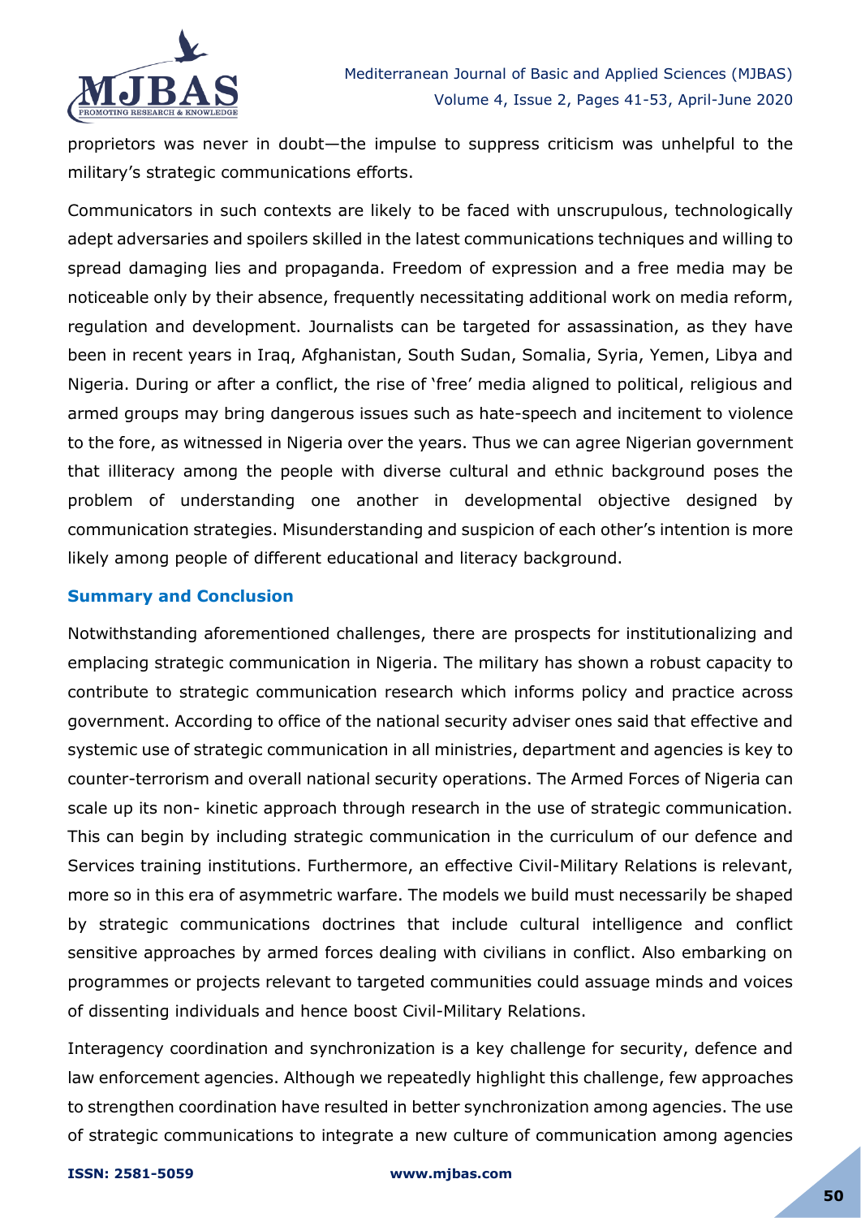proprietors was never in doubt—the impulse to suppress criticism was unhelpful to the military's strategic communications efforts.

Communicators in such contexts are likely to be faced with unscrupulous, technologically adept adversaries and spoilers skilled in the latest communications techniques and willing to spread damaging lies and propaganda. Freedom of expression and a free media may be noticeable only by their absence, frequently necessitating additional work on media reform, regulation and development. Journalists can be targeted for assassination, as they have been in recent years in Iraq, Afghanistan, South Sudan, Somalia, Syria, Yemen, Libya and Nigeria. During or after a conflict, the rise of 'free' media aligned to political, religious and armed groups may bring dangerous issues such as hate-speech and incitement to violence to the fore, as witnessed in Nigeria over the years. Thus we can agree Nigerian government that illiteracy among the people with diverse cultural and ethnic background poses the problem of understanding one another in developmental objective designed by communication strategies. Misunderstanding and suspicion of each other's intention is more likely among people of different educational and literacy background.

## Summary and Conclusion

Notwithstanding aforementioned challenges, there are prospects for institutionalizing and emplacing strategic communication in Nigeria. The military has shown a robust capacity to contribute to strategic communication research which informs policy and practice across government. According to office of the national security adviser ones said that effective and systemic use of strategic communication in all ministries, department and agencies is key to counter-terrorism and overall national security operations. The Armed Forces of Nigeria can scale up its non- kinetic approach through research in the use of strategic communication. This can begin by including strategic communication in the curriculum of our defence and Services training institutions. Furthermore, an effective Civil-Military Relations is relevant, more so in this era of asymmetric warfare. The models we build must necessarily be shaped by strategic communications doctrines that include cultural intelligence and conflict sensitive approaches by armed forces dealing with civilians in conflict. Also embarking on programmes or projects relevant to targeted communities could assuage minds and voices of dissenting individuals and hence boost Civil-Military Relations.

Interagency coordination and synchronization is a key challenge for security, defence and law enforcement agencies. Although we repeatedly highlight this challenge, few approaches to strengthen coordination have resulted in better synchronization among agencies. The use of strategic communications to integrate a new culture of communication among agencies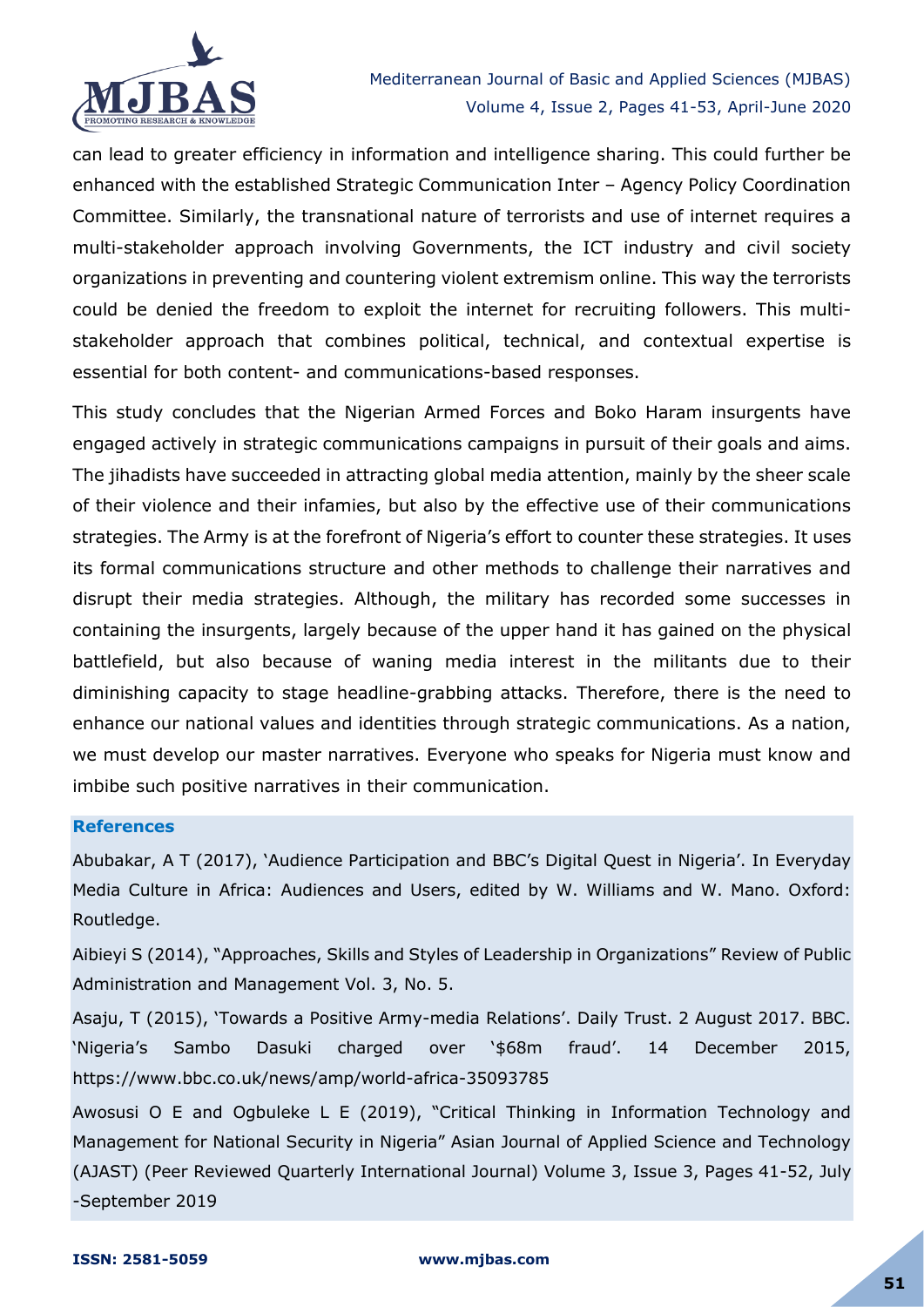can lead to greater efficiency in information and intelligence sharing. This could further be enhanced with the established Strategic Communication Inter – Agency Policy Coordination Committee. Similarly, the transnational nature of terrorists and use of internet requires a multi-stakeholder approach involving Governments, the ICT industry and civil society organizations in preventing and countering violent extremism online. This way the terrorists could be denied the freedom to exploit the internet for recruiting followers. This multi-stakeholder approach that combines political, technical, and contextual expertise is essential for both content- and communications-based responses.

This study concludes that the Nigerian Armed Forces and Boko Haram insurgents have engaged actively in strategic communications campaigns in pursuit of their goals and aims. The jihadists have succeeded in attracting global media attention, mainly by the sheer scale of their violence and their infamies, but also by the effective use of their communications strategies. The Army is at the forefront of Nigeria's effort to counter these strategies. It uses its formal communications structure and other methods to challenge their narratives and disrupt their media strategies. Although, the military has recorded some successes in containing the insurgents, largely because of the upper hand it has gained on the physical battlefield, but also because of waning media interest in the militants due to their diminishing capacity to stage headline-grabbing attacks. Therefore, there is the need to enhance our national values and identities through strategic communications. As a nation, we must develop our master narratives. Everyone who speaks for Nigeria must know and imbibe such positive narratives in their communication.

### References

Abubakar, A T (2017), 'Audience Participation and BBC's Digital Quest in Nigeria'. In Everyday Media Culture in Africa: Audiences and Users, edited by W. Williams and W. Mano. Oxford: Routledge.

Aibieyi S (2014), "Approaches, Skills and Styles of Leadership in Organizations" Review of Public Administration and Management Vol. 3, No. 5.

Asaju, T (2015), 'Towards a Positive Army-media Relations'. Daily Trust. 2 August 2017. BBC. 'Nigeria's Sambo Dasuki charged over '$68m fraud'. 14 December 2015, https://www.bbc.co.uk/news/amp/world-africa-35093785

Awosusi O E and Ogbuleke L E (2019), "Critical Thinking in Information Technology and Management for National Security in Nigeria" Asian Journal of Applied Science and Technology (AJAST) (Peer Reviewed Quarterly International Journal) Volume 3, Issue 3, Pages 41-52, July -September 2019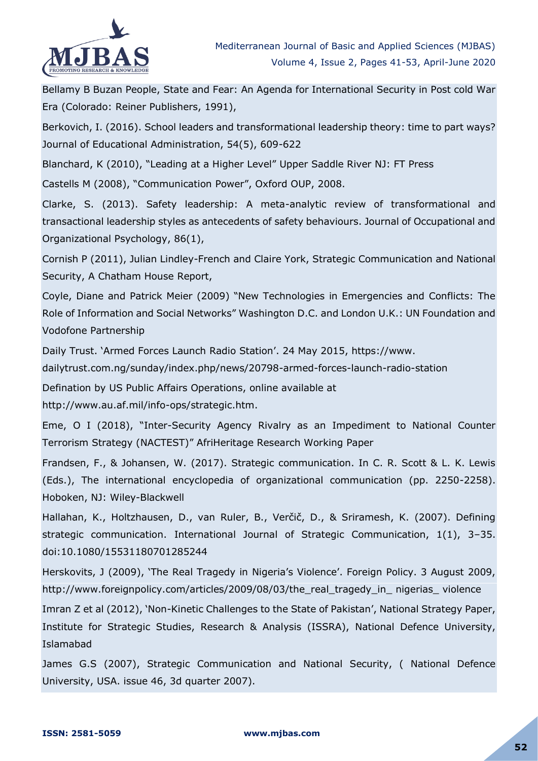Bellamy B Buzan People, State and Fear: An Agenda for International Security in Post cold War Era (Colorado: Reiner Publishers, 1991),

Berkovich, I. (2016). School leaders and transformational leadership theory: time to part ways? Journal of Educational Administration, 54(5), 609-622

Blanchard, K (2010), "Leading at a Higher Level" Upper Saddle River NJ: FT Press

Castells M (2008), "Communication Power", Oxford OUP, 2008.

Clarke, S. (2013). Safety leadership: A meta-analytic review of transformational and transactional leadership styles as antecedents of safety behaviours. Journal of Occupational and Organizational Psychology, 86(1),

Cornish P (2011), Julian Lindley-French and Claire York, Strategic Communication and National Security, A Chatham House Report,

Coyle, Diane and Patrick Meier (2009) "New Technologies in Emergencies and Conflicts: The Role of Information and Social Networks" Washington D.C. and London U.K.: UN Foundation and Vodofone Partnership

Daily Trust. 'Armed Forces Launch Radio Station'. 24 May 2015, https://www.dailytrust.com.ng/sunday/index.php/news/20798-armed-forces-launch-radio-station

Defination by US Public Affairs Operations, online available at http://www.au.af.mil/info-ops/strategic.htm.

Eme, O I (2018), "Inter-Security Agency Rivalry as an Impediment to National Counter Terrorism Strategy (NACTEST)" AfriHeritage Research Working Paper

Frandsen, F., & Johansen, W. (2017). Strategic communication. In C. R. Scott & L. K. Lewis (Eds.), The international encyclopedia of organizational communication (pp. 2250-2258). Hoboken, NJ: Wiley-Blackwell

Hallahan, K., Holtzhausen, D., van Ruler, B., Verčič, D., & Sriramesh, K. (2007). Defining strategic communication. International Journal of Strategic Communication, 1(1), 3–35. doi:10.1080/15531180701285244

Herskovits, J (2009), 'The Real Tragedy in Nigeria's Violence'. Foreign Policy. 3 August 2009, http://www.foreignpolicy.com/articles/2009/08/03/the_real_tragedy_in_ nigerias_ violence

Imran Z et al (2012), 'Non-Kinetic Challenges to the State of Pakistan', National Strategy Paper, Institute for Strategic Studies, Research & Analysis (ISSRA), National Defence University, Islamabad

James G.S (2007), Strategic Communication and National Security, ( National Defence University, USA. issue 46, 3d quarter 2007).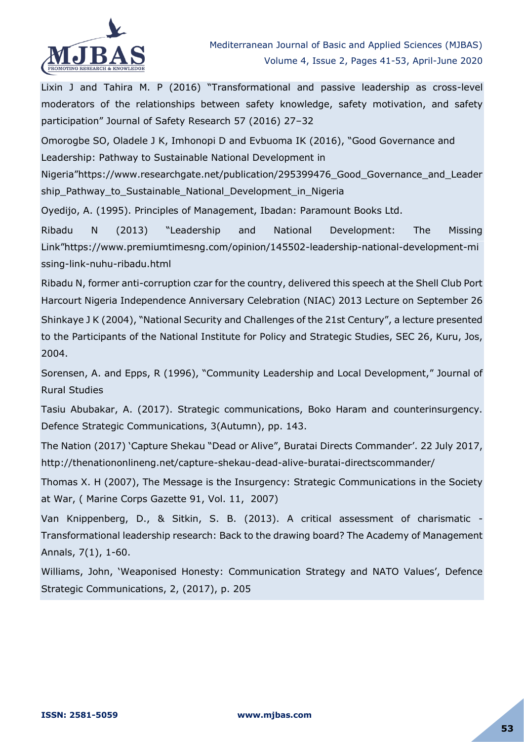Lixin J and Tahira M. P (2016) "Transformational and passive leadership as cross-level moderators of the relationships between safety knowledge, safety motivation, and safety participation" Journal of Safety Research 57 (2016) 27–32

Omorogbe SO, Oladele J K, Imhonopi D and Evbuoma IK (2016), "Good Governance and Leadership: Pathway to Sustainable National Development in Nigeria"https://www.researchgate.net/publication/295399476_Good_Governance_and_Leadership_Pathway_to_Sustainable_National_Development_in_Nigeria

Oyedijo, A. (1995). Principles of Management, Ibadan: Paramount Books Ltd.

Ribadu N (2013) "Leadership and National Development: The Missing Link"https://www.premiumtimesng.com/opinion/145502-leadership-national-development-missing-link-nuhu-ribadu.html

Ribadu N, former anti-corruption czar for the country, delivered this speech at the Shell Club Port Harcourt Nigeria Independence Anniversary Celebration (NIAC) 2013 Lecture on September 26

Shinkaye J K (2004), "National Security and Challenges of the 21st Century", a lecture presented to the Participants of the National Institute for Policy and Strategic Studies, SEC 26, Kuru, Jos, 2004.

Sorensen, A. and Epps, R (1996), "Community Leadership and Local Development," Journal of Rural Studies

Tasiu Abubakar, A. (2017). Strategic communications, Boko Haram and counterinsurgency. Defence Strategic Communications, 3(Autumn), pp. 143.

The Nation (2017) 'Capture Shekau "Dead or Alive", Buratai Directs Commander'. 22 July 2017, http://thenationonlineng.net/capture-shekau-dead-alive-buratai-directscommander/

Thomas X. H (2007), The Message is the Insurgency: Strategic Communications in the Society at War, ( Marine Corps Gazette 91, Vol. 11, 2007)

Van Knippenberg, D., & Sitkin, S. B. (2013). A critical assessment of charismatic - Transformational leadership research: Back to the drawing board? The Academy of Management Annals, 7(1), 1-60.

Williams, John, 'Weaponised Honesty: Communication Strategy and NATO Values', Defence Strategic Communications, 2, (2017), p. 205